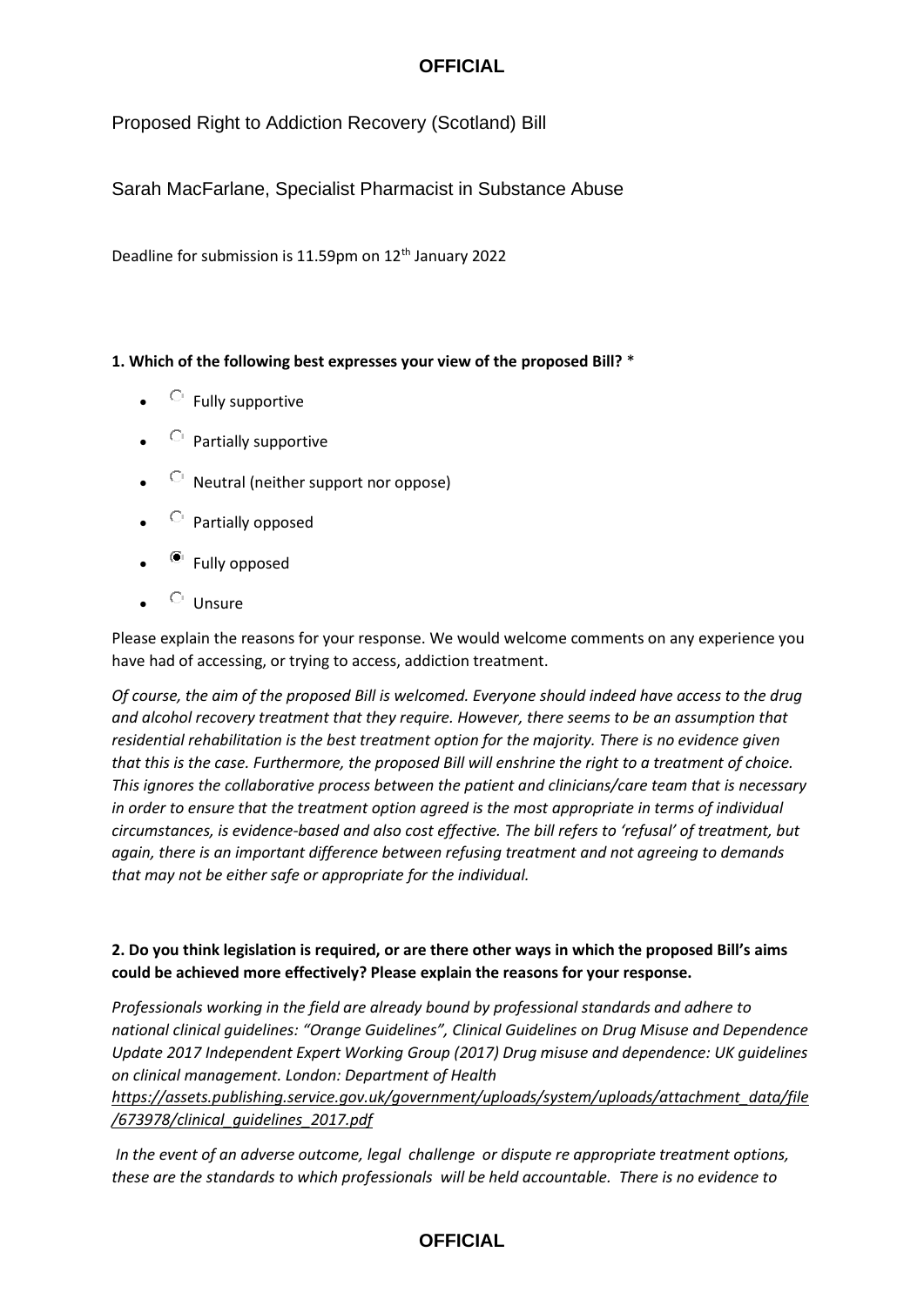Proposed Right to Addiction Recovery (Scotland) Bill

Sarah MacFarlane, Specialist Pharmacist in Substance Abuse

Deadline for submission is 11.59pm on 12th January 2022

**1. Which of the following best expresses your view of the proposed Bill?** *

- ○ Fully supportive
- ○ Partially supportive
- ○ Neutral (neither support nor oppose)
- ○ Partially opposed
- ◉ Fully opposed
- ○ Unsure

Please explain the reasons for your response. We would welcome comments on any experience you have had of accessing, or trying to access, addiction treatment.

*Of course, the aim of the proposed Bill is welcomed. Everyone should indeed have access to the drug and alcohol recovery treatment that they require. However, there seems to be an assumption that residential rehabilitation is the best treatment option for the majority. There is no evidence given that this is the case. Furthermore, the proposed Bill will enshrine the right to a treatment of choice. This ignores the collaborative process between the patient and clinicians/care team that is necessary in order to ensure that the treatment option agreed is the most appropriate in terms of individual circumstances, is evidence-based and also cost effective. The bill refers to 'refusal' of treatment, but again, there is an important difference between refusing treatment and not agreeing to demands that may not be either safe or appropriate for the individual.*

**2. Do you think legislation is required, or are there other ways in which the proposed Bill's aims could be achieved more effectively? Please explain the reasons for your response.**

*Professionals working in the field are already bound by professional standards and adhere to national clinical guidelines: "Orange Guidelines", Clinical Guidelines on Drug Misuse and Dependence Update 2017 Independent Expert Working Group (2017) Drug misuse and dependence: UK guidelines on clinical management. London: Department of Health* *https://assets.publishing.service.gov.uk/government/uploads/system/uploads/attachment_data/file/673978/clinical_guidelines_2017.pdf*

*In the event of an adverse outcome, legal challenge or dispute re appropriate treatment options, these are the standards to which professionals will be held accountable. There is no evidence to*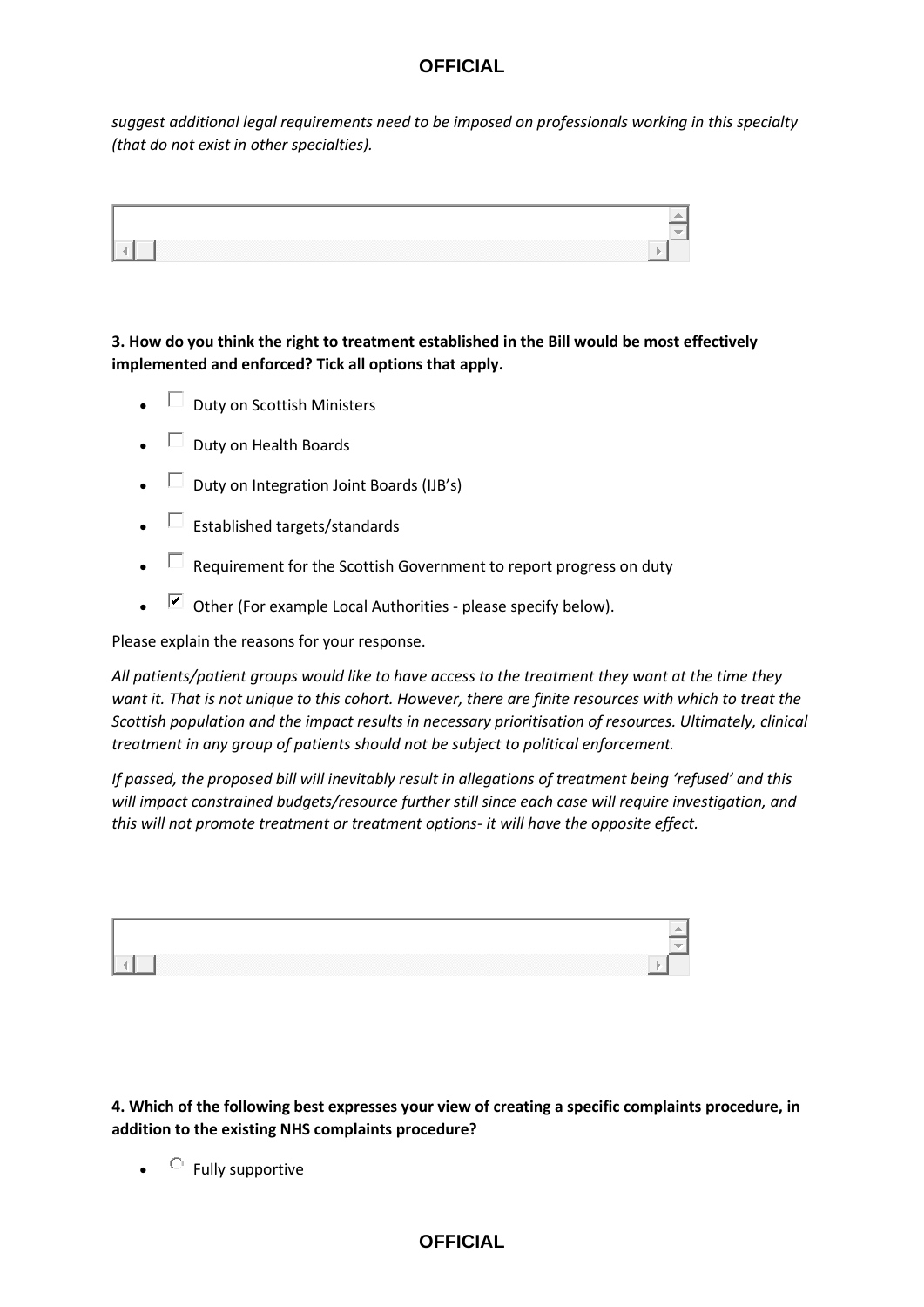*suggest additional legal requirements need to be imposed on professionals working in this specialty (that do not exist in other specialties).*

**3. How do you think the right to treatment established in the Bill would be most effectively implemented and enforced? Tick all options that apply.**

- ☐ Duty on Scottish Ministers
- ☐ Duty on Health Boards
- ☐ Duty on Integration Joint Boards (IJB's)
- ☐ Established targets/standards
- ☐ Requirement for the Scottish Government to report progress on duty
- ☑ Other (For example Local Authorities - please specify below).

Please explain the reasons for your response.

*All patients/patient groups would like to have access to the treatment they want at the time they want it. That is not unique to this cohort. However, there are finite resources with which to treat the Scottish population and the impact results in necessary prioritisation of resources. Ultimately, clinical treatment in any group of patients should not be subject to political enforcement.*

*If passed, the proposed bill will inevitably result in allegations of treatment being 'refused' and this will impact constrained budgets/resource further still since each case will require investigation, and this will not promote treatment or treatment options- it will have the opposite effect.*

**4. Which of the following best expresses your view of creating a specific complaints procedure, in addition to the existing NHS complaints procedure?**

- ○ Fully supportive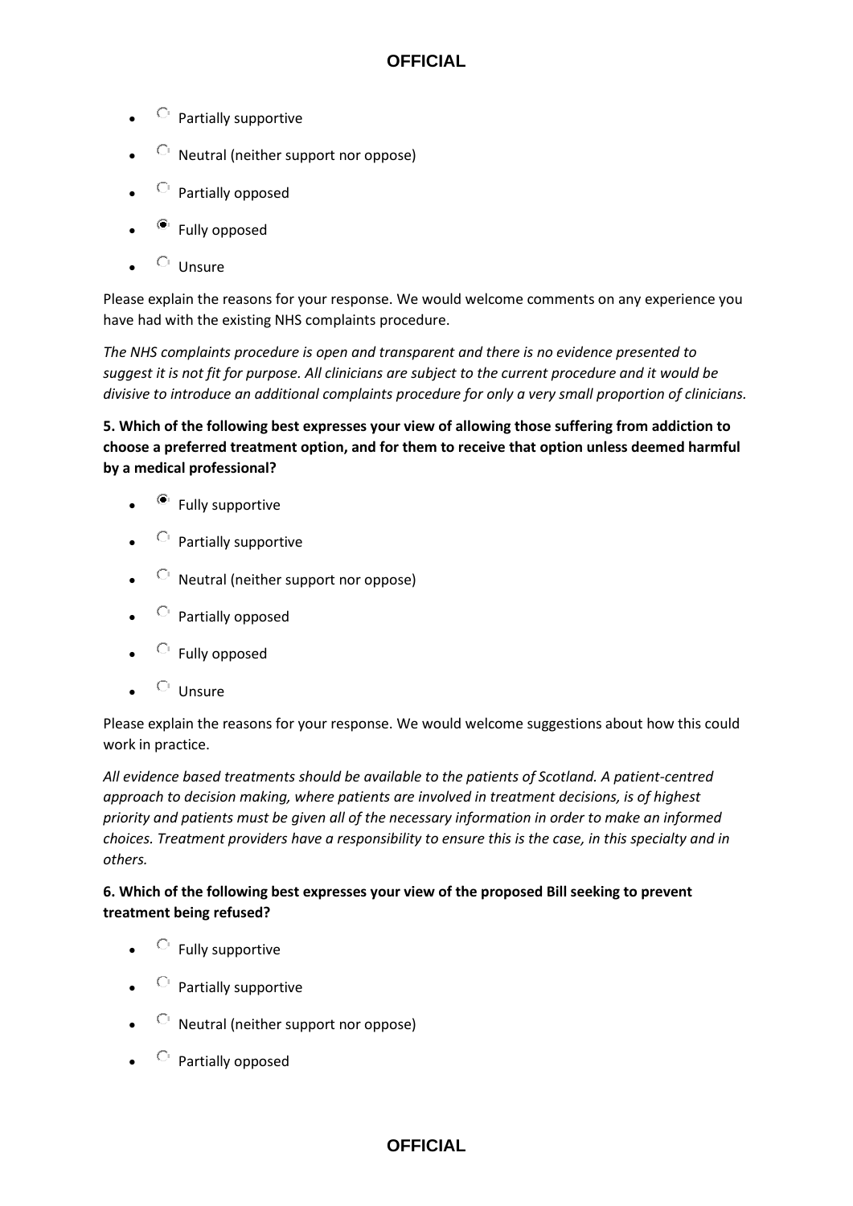- ○ Partially supportive
- ○ Neutral (neither support nor oppose)
- ○ Partially opposed
- ● Fully opposed
- ○ Unsure

Please explain the reasons for your response. We would welcome comments on any experience you have had with the existing NHS complaints procedure.

*The NHS complaints procedure is open and transparent and there is no evidence presented to suggest it is not fit for purpose. All clinicians are subject to the current procedure and it would be divisive to introduce an additional complaints procedure for only a very small proportion of clinicians.*

**5. Which of the following best expresses your view of allowing those suffering from addiction to choose a preferred treatment option, and for them to receive that option unless deemed harmful by a medical professional?**

- ● Fully supportive
- ○ Partially supportive
- ○ Neutral (neither support nor oppose)
- ○ Partially opposed
- ○ Fully opposed
- ○ Unsure

Please explain the reasons for your response. We would welcome suggestions about how this could work in practice.

*All evidence based treatments should be available to the patients of Scotland. A patient-centred approach to decision making, where patients are involved in treatment decisions, is of highest priority and patients must be given all of the necessary information in order to make an informed choices. Treatment providers have a responsibility to ensure this is the case, in this specialty and in others.*

**6. Which of the following best expresses your view of the proposed Bill seeking to prevent treatment being refused?**

- ○ Fully supportive
- ○ Partially supportive
- ○ Neutral (neither support nor oppose)
- ○ Partially opposed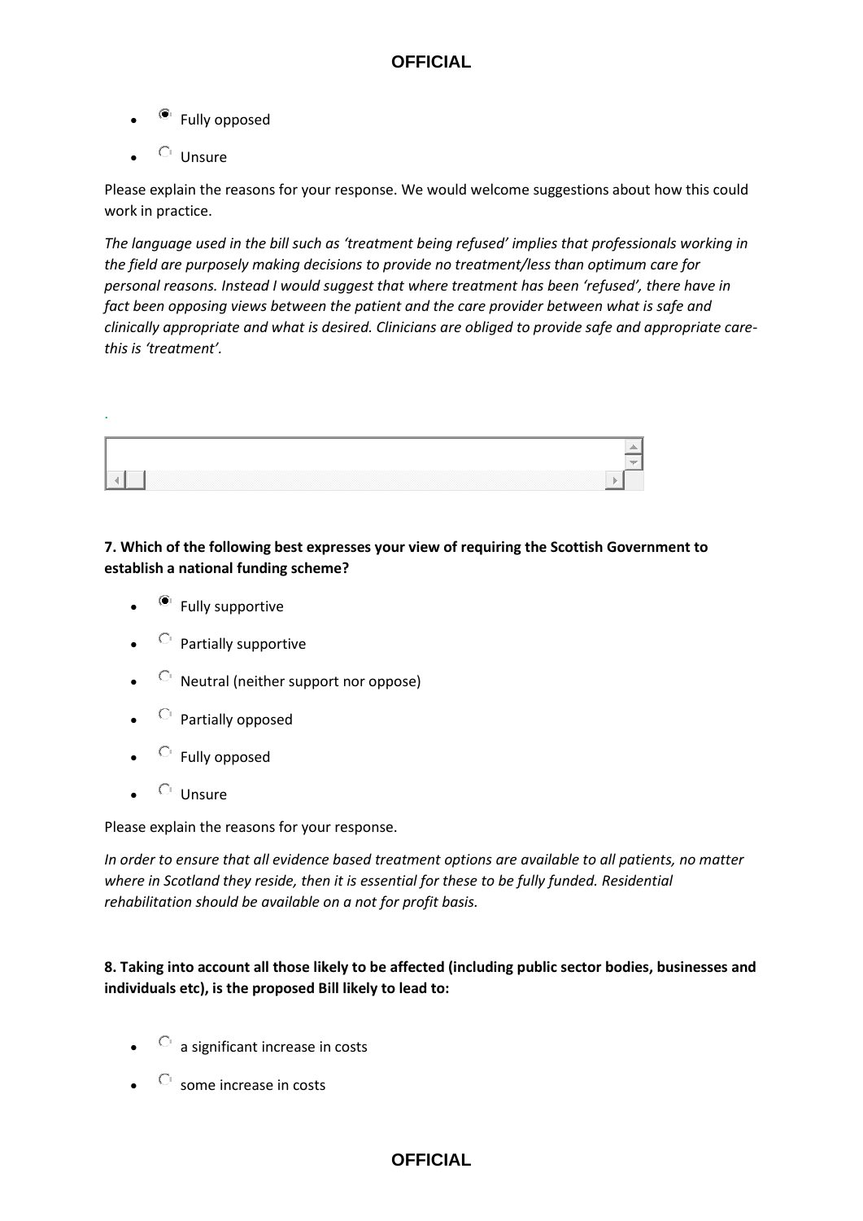- ◉ Fully opposed
- ○ Unsure

Please explain the reasons for your response. We would welcome suggestions about how this could work in practice.

*The language used in the bill such as 'treatment being refused' implies that professionals working in the field are purposely making decisions to provide no treatment/less than optimum care for personal reasons. Instead I would suggest that where treatment has been 'refused', there have in fact been opposing views between the patient and the care provider between what is safe and clinically appropriate and what is desired. Clinicians are obliged to provide safe and appropriate care- this is 'treatment'.*

.

**7. Which of the following best expresses your view of requiring the Scottish Government to establish a national funding scheme?**

- ◉ Fully supportive
- ○ Partially supportive
- ○ Neutral (neither support nor oppose)
- ○ Partially opposed
- ○ Fully opposed
- ○ Unsure

Please explain the reasons for your response.

*In order to ensure that all evidence based treatment options are available to all patients, no matter where in Scotland they reside, then it is essential for these to be fully funded. Residential rehabilitation should be available on a not for profit basis.*

**8. Taking into account all those likely to be affected (including public sector bodies, businesses and individuals etc), is the proposed Bill likely to lead to:**

- ○ a significant increase in costs
- ○ some increase in costs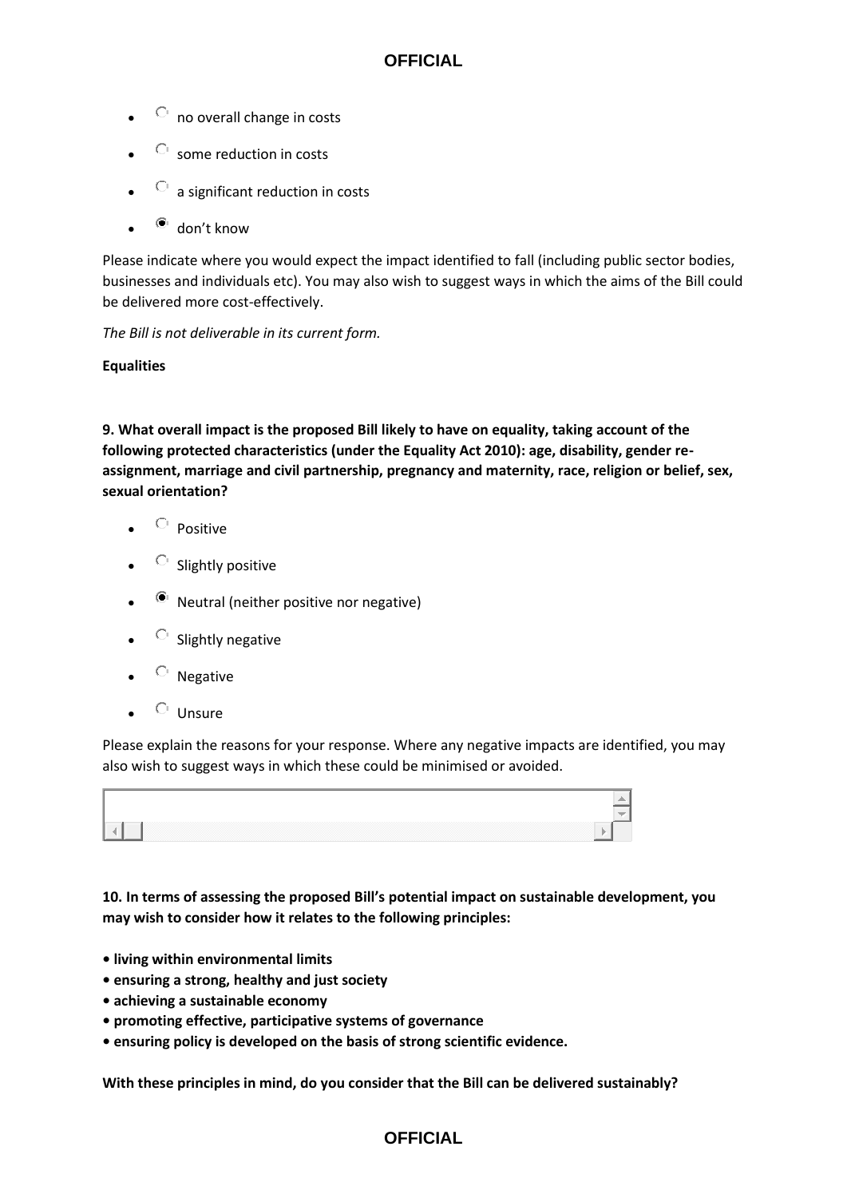- ○ no overall change in costs
- ○ some reduction in costs
- ○ a significant reduction in costs
- ◉ don't know

Please indicate where you would expect the impact identified to fall (including public sector bodies, businesses and individuals etc). You may also wish to suggest ways in which the aims of the Bill could be delivered more cost-effectively.

*The Bill is not deliverable in its current form.*

**Equalities**

**9. What overall impact is the proposed Bill likely to have on equality, taking account of the following protected characteristics (under the Equality Act 2010): age, disability, gender re-assignment, marriage and civil partnership, pregnancy and maternity, race, religion or belief, sex, sexual orientation?**

- ○ Positive
- ○ Slightly positive
- ◉ Neutral (neither positive nor negative)
- ○ Slightly negative
- ○ Negative
- ○ Unsure

Please explain the reasons for your response. Where any negative impacts are identified, you may also wish to suggest ways in which these could be minimised or avoided.

**10. In terms of assessing the proposed Bill's potential impact on sustainable development, you may wish to consider how it relates to the following principles:**

- **living within environmental limits**
- **ensuring a strong, healthy and just society**
- **achieving a sustainable economy**
- **promoting effective, participative systems of governance**
- **ensuring policy is developed on the basis of strong scientific evidence.**

**With these principles in mind, do you consider that the Bill can be delivered sustainably?**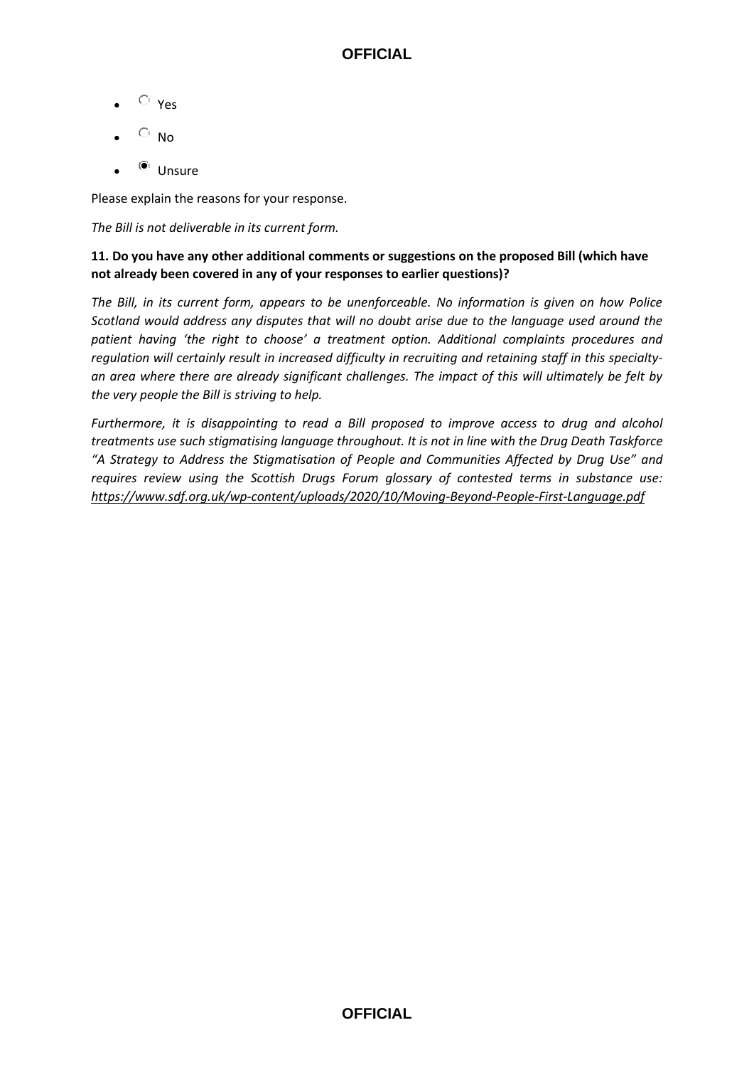- ○ Yes
- ○ No
- ◉ Unsure

Please explain the reasons for your response.

*The Bill is not deliverable in its current form.*

**11. Do you have any other additional comments or suggestions on the proposed Bill (which have not already been covered in any of your responses to earlier questions)?**

*The Bill, in its current form, appears to be unenforceable. No information is given on how Police Scotland would address any disputes that will no doubt arise due to the language used around the patient having 'the right to choose' a treatment option. Additional complaints procedures and regulation will certainly result in increased difficulty in recruiting and retaining staff in this specialty- an area where there are already significant challenges. The impact of this will ultimately be felt by the very people the Bill is striving to help.*

*Furthermore, it is disappointing to read a Bill proposed to improve access to drug and alcohol treatments use such stigmatising language throughout. It is not in line with the Drug Death Taskforce "A Strategy to Address the Stigmatisation of People and Communities Affected by Drug Use" and requires review using the Scottish Drugs Forum glossary of contested terms in substance use: https://www.sdf.org.uk/wp-content/uploads/2020/10/Moving-Beyond-People-First-Language.pdf*